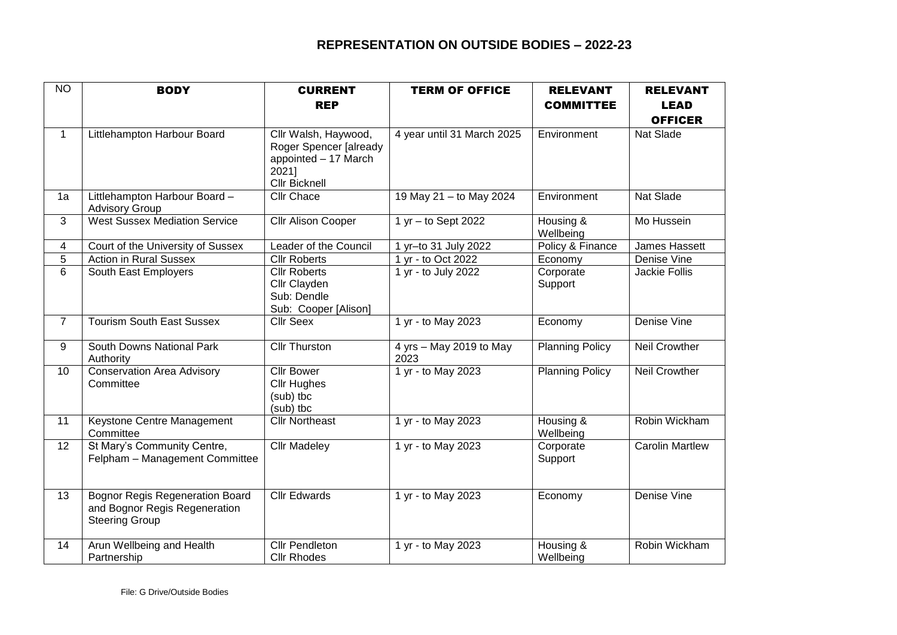# REPRESENTATION ON OUTSIDE BODIES – 2022-23

| NO | BODY | CURRENT REP | TERM OF OFFICE | RELEVANT COMMITTEE | RELEVANT LEAD OFFICER |
|---|---|---|---|---|---|
| 1 | Littlehampton Harbour Board | Cllr Walsh, Haywood, Roger Spencer [already appointed – 17 March 2021] Cllr Bicknell | 4 year until 31 March 2025 | Environment | Nat Slade |
| 1a | Littlehampton Harbour Board – Advisory Group | Cllr Chace | 19 May 21 – to May 2024 | Environment | Nat Slade |
| 3 | West Sussex Mediation Service | Cllr Alison Cooper | 1 yr – to Sept 2022 | Housing & Wellbeing | Mo Hussein |
| 4 | Court of the University of Sussex | Leader of the Council | 1 yr–to 31 July 2022 | Policy & Finance | James Hassett |
| 5 | Action in Rural Sussex | Cllr Roberts | 1 yr - to Oct 2022 | Economy | Denise Vine |
| 6 | South East Employers | Cllr Roberts<br>Cllr Clayden<br>Sub: Dendle<br>Sub: Cooper [Alison] | 1 yr - to July 2022 | Corporate Support | Jackie Follis |
| 7 | Tourism South East Sussex | Cllr Seex | 1 yr - to May 2023 | Economy | Denise Vine |
| 9 | South Downs National Park Authority | Cllr Thurston | 4 yrs – May 2019 to May 2023 | Planning Policy | Neil Crowther |
| 10 | Conservation Area Advisory Committee | Cllr Bower<br>Cllr Hughes<br>(sub) tbc<br>(sub) tbc | 1 yr - to May 2023 | Planning Policy | Neil Crowther |
| 11 | Keystone Centre Management Committee | Cllr Northeast | 1 yr - to May 2023 | Housing & Wellbeing | Robin Wickham |
| 12 | St Mary's Community Centre, Felpham – Management Committee | Cllr Madeley | 1 yr - to May 2023 | Corporate Support | Carolin Martlew |
| 13 | Bognor Regis Regeneration Board and Bognor Regis Regeneration Steering Group | Cllr Edwards | 1 yr - to May 2023 | Economy | Denise Vine |
| 14 | Arun Wellbeing and Health Partnership | Cllr Pendleton<br>Cllr Rhodes | 1 yr - to May 2023 | Housing & Wellbeing | Robin Wickham |

File: G Drive/Outside Bodies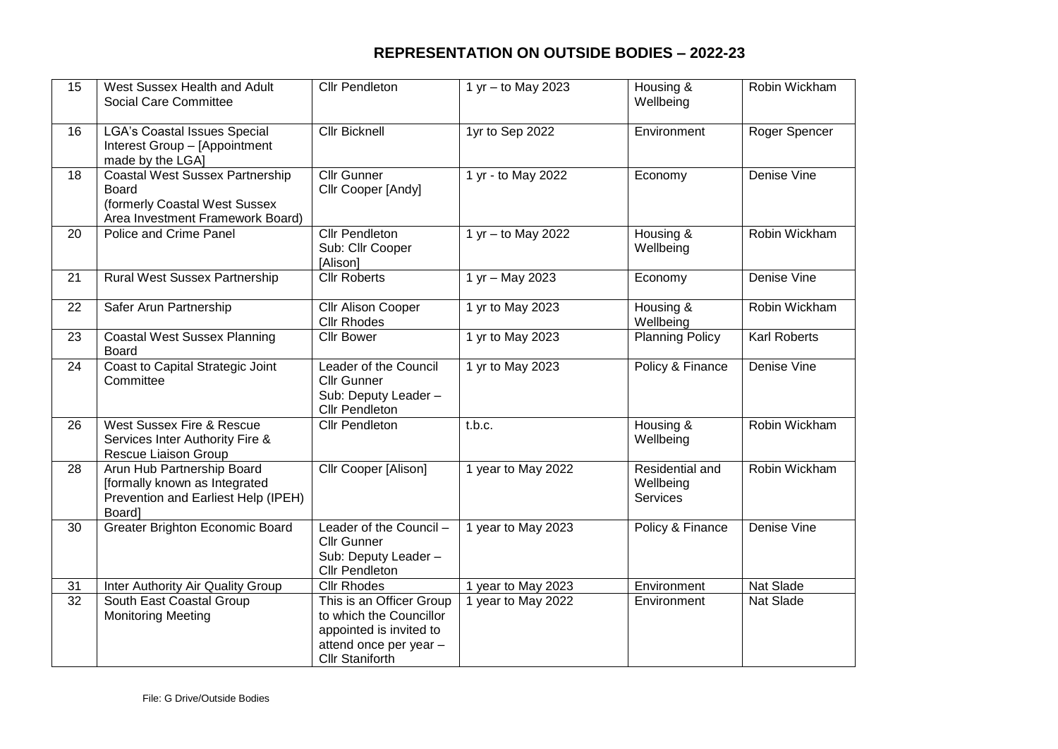## REPRESENTATION ON OUTSIDE BODIES – 2022-23

| | | | | | |
|---|---|---|---|---|---|
| 15 | West Sussex Health and Adult Social Care Committee | Cllr Pendleton | 1 yr – to May 2023 | Housing & Wellbeing | Robin Wickham |
| 16 | LGA's Coastal Issues Special Interest Group – [Appointment made by the LGA] | Cllr Bicknell | 1yr to Sep 2022 | Environment | Roger Spencer |
| 18 | Coastal West Sussex Partnership Board (formerly Coastal West Sussex Area Investment Framework Board) | Cllr Gunner Cllr Cooper [Andy] | 1 yr - to May 2022 | Economy | Denise Vine |
| 20 | Police and Crime Panel | Cllr Pendleton Sub: Cllr Cooper [Alison] | 1 yr – to May 2022 | Housing & Wellbeing | Robin Wickham |
| 21 | Rural West Sussex Partnership | Cllr Roberts | 1 yr – May 2023 | Economy | Denise Vine |
| 22 | Safer Arun Partnership | Cllr Alison Cooper Cllr Rhodes | 1 yr to May 2023 | Housing & Wellbeing | Robin Wickham |
| 23 | Coastal West Sussex Planning Board | Cllr Bower | 1 yr to May 2023 | Planning Policy | Karl Roberts |
| 24 | Coast to Capital Strategic Joint Committee | Leader of the Council Cllr Gunner Sub: Deputy Leader – Cllr Pendleton | 1 yr to May 2023 | Policy & Finance | Denise Vine |
| 26 | West Sussex Fire & Rescue Services Inter Authority Fire & Rescue Liaison Group | Cllr Pendleton | t.b.c. | Housing & Wellbeing | Robin Wickham |
| 28 | Arun Hub Partnership Board [formally known as Integrated Prevention and Earliest Help (IPEH) Board] | Cllr Cooper [Alison] | 1 year to May 2022 | Residential and Wellbeing Services | Robin Wickham |
| 30 | Greater Brighton Economic Board | Leader of the Council – Cllr Gunner Sub: Deputy Leader – Cllr Pendleton | 1 year to May 2023 | Policy & Finance | Denise Vine |
| 31 | Inter Authority Air Quality Group | Cllr Rhodes | 1 year to May 2023 | Environment | Nat Slade |
| 32 | South East Coastal Group Monitoring Meeting | This is an Officer Group to which the Councillor appointed is invited to attend once per year – Cllr Staniforth | 1 year to May 2022 | Environment | Nat Slade |

File: G Drive/Outside Bodies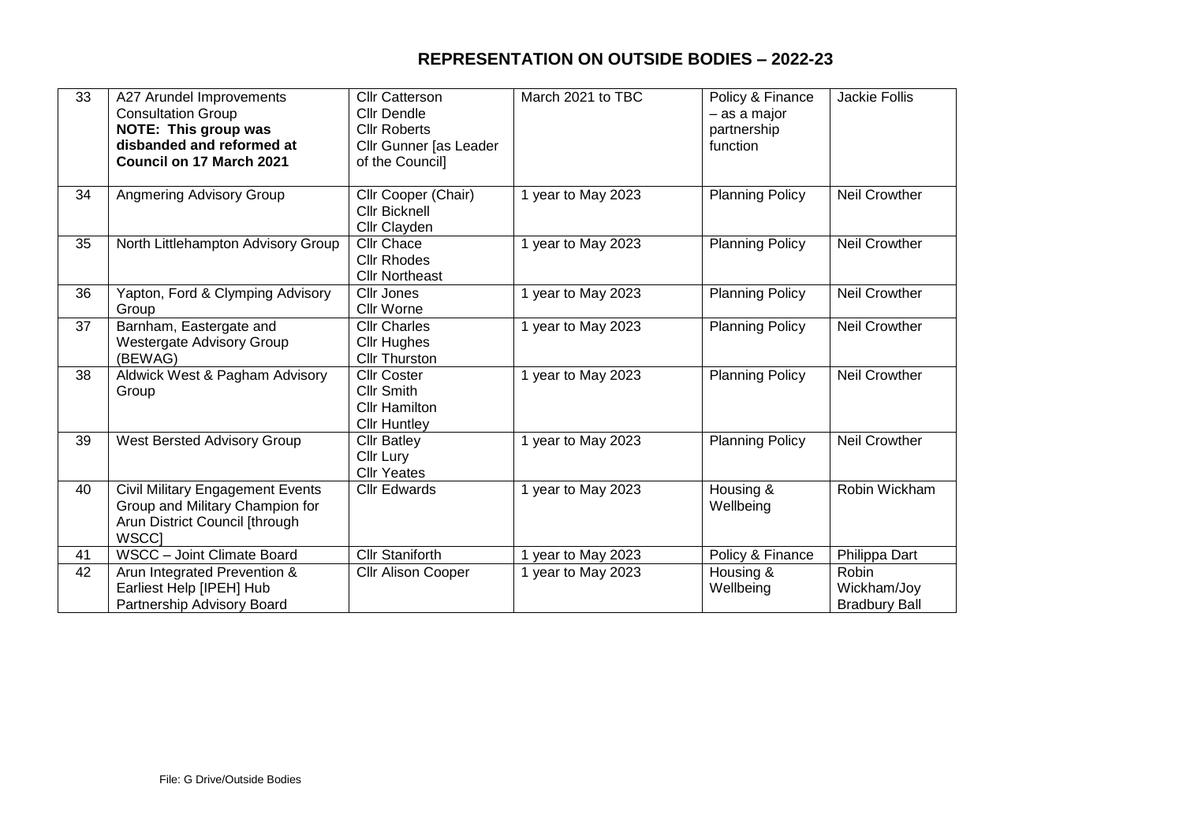# REPRESENTATION ON OUTSIDE BODIES – 2022-23

| | | | | | |
|---|---|---|---|---|---|
| 33 | A27 Arundel Improvements Consultation Group<br>**NOTE: This group was disbanded and reformed at Council on 17 March 2021** | Cllr Catterson<br>Cllr Dendle<br>Cllr Roberts<br>Cllr Gunner [as Leader of the Council] | March 2021 to TBC | Policy & Finance – as a major partnership function | Jackie Follis |
| 34 | Angmering Advisory Group | Cllr Cooper (Chair)<br>Cllr Bicknell<br>Cllr Clayden | 1 year to May 2023 | Planning Policy | Neil Crowther |
| 35 | North Littlehampton Advisory Group | Cllr Chace<br>Cllr Rhodes<br>Cllr Northeast | 1 year to May 2023 | Planning Policy | Neil Crowther |
| 36 | Yapton, Ford & Clymping Advisory Group | Cllr Jones<br>Cllr Worne | 1 year to May 2023 | Planning Policy | Neil Crowther |
| 37 | Barnham, Eastergate and Westergate Advisory Group (BEWAG) | Cllr Charles<br>Cllr Hughes<br>Cllr Thurston | 1 year to May 2023 | Planning Policy | Neil Crowther |
| 38 | Aldwick West & Pagham Advisory Group | Cllr Coster<br>Cllr Smith<br>Cllr Hamilton<br>Cllr Huntley | 1 year to May 2023 | Planning Policy | Neil Crowther |
| 39 | West Bersted Advisory Group | Cllr Batley<br>Cllr Lury<br>Cllr Yeates | 1 year to May 2023 | Planning Policy | Neil Crowther |
| 40 | Civil Military Engagement Events Group and Military Champion for Arun District Council [through WSCC] | Cllr Edwards | 1 year to May 2023 | Housing & Wellbeing | Robin Wickham |
| 41 | WSCC – Joint Climate Board | Cllr Staniforth | 1 year to May 2023 | Policy & Finance | Philippa Dart |
| 42 | Arun Integrated Prevention & Earliest Help [IPEH] Hub Partnership Advisory Board | Cllr Alison Cooper | 1 year to May 2023 | Housing & Wellbeing | Robin Wickham/Joy Bradbury Ball |

File: G Drive/Outside Bodies